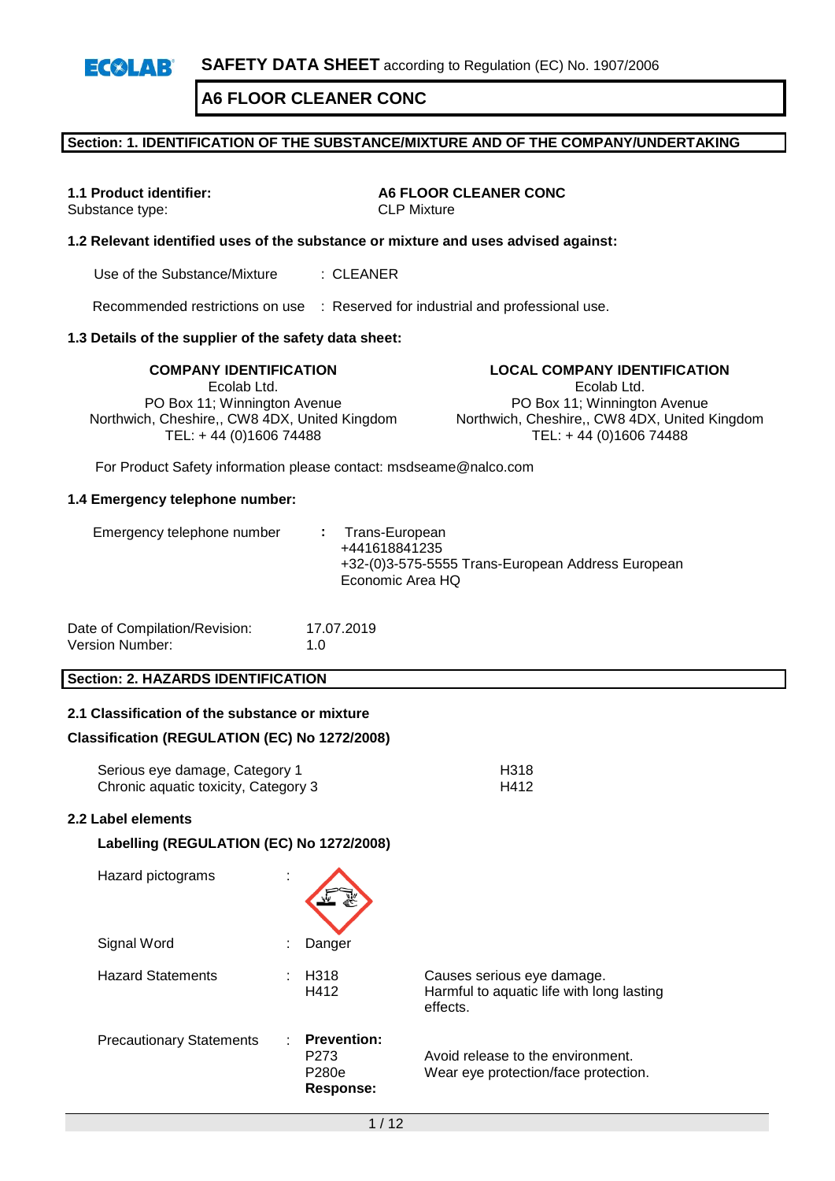ECOLAB **SAFETY DATA SHEET** according to Regulation (EC) No. 1907/2006

# A6 FLOOR CLEANER CONC

## Section: 1. IDENTIFICATION OF THE SUBSTANCE/MIXTURE AND OF THE COMPANY/UNDERTAKING

| | |
|---|---|
| **1.1 Product identifier:** | **A6 FLOOR CLEANER CONC** |
| Substance type: | CLP Mixture |

### 1.2 Relevant identified uses of the substance or mixture and uses advised against:

| | |
|---|---|
| Use of the Substance/Mixture | : CLEANER |
| Recommended restrictions on use | : Reserved for industrial and professional use. |

### 1.3 Details of the supplier of the safety data sheet:

**COMPANY IDENTIFICATION**
Ecolab Ltd.
PO Box 11; Winnington Avenue
Northwich, Cheshire,, CW8 4DX, United Kingdom
TEL: + 44 (0)1606 74488

**LOCAL COMPANY IDENTIFICATION**
Ecolab Ltd.
PO Box 11; Winnington Avenue
Northwich, Cheshire,, CW8 4DX, United Kingdom
TEL: + 44 (0)1606 74488

For Product Safety information please contact: msdseame@nalco.com

### 1.4 Emergency telephone number:

Emergency telephone number : Trans-European
+441618841235
+32-(0)3-575-5555 Trans-European Address European Economic Area HQ

| | |
|---|---|
| Date of Compilation/Revision: | 17.07.2019 |
| Version Number: | 1.0 |

## Section: 2. HAZARDS IDENTIFICATION

### 2.1 Classification of the substance or mixture

**Classification (REGULATION (EC) No 1272/2008)**

| | |
|---|---|
| Serious eye damage, Category 1 | H318 |
| Chronic aquatic toxicity, Category 3 | H412 |

### 2.2 Label elements

**Labelling (REGULATION (EC) No 1272/2008)**

Hazard pictograms :

Signal Word : Danger

| | | |
|---|---|---|
| Hazard Statements | : H318 | Causes serious eye damage. |
| | H412 | Harmful to aquatic life with long lasting effects. |
| Precautionary Statements | : **Prevention:** | |
| | P273 | Avoid release to the environment. |
| | P280e | Wear eye protection/face protection. |
| | **Response:** | |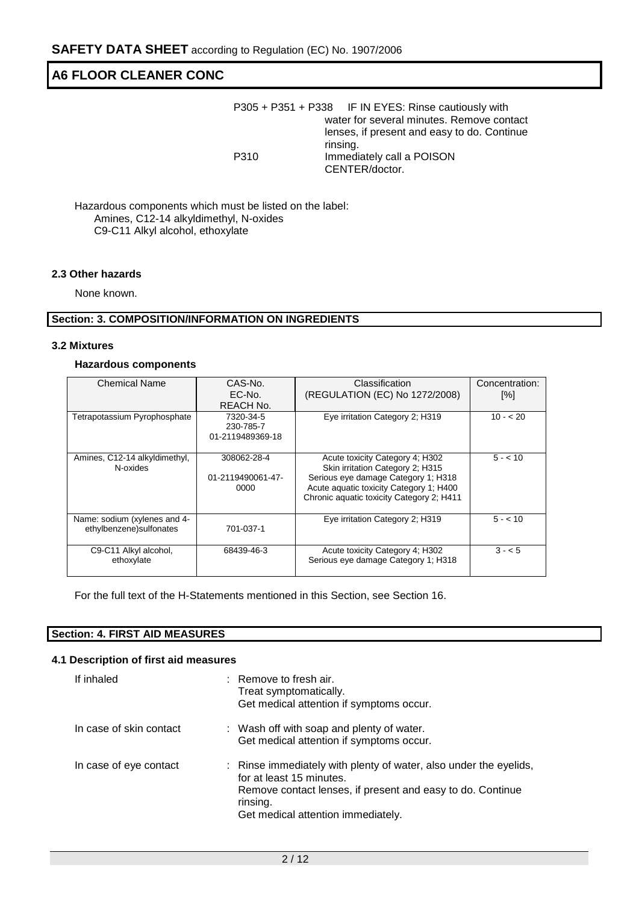P305 + P351 + P338 IF IN EYES: Rinse cautiously with water for several minutes. Remove contact lenses, if present and easy to do. Continue rinsing.

P310 Immediately call a POISON CENTER/doctor.

Hazardous components which must be listed on the label:
- Amines, C12-14 alkyldimethyl, N-oxides
- C9-C11 Alkyl alcohol, ethoxylate

### 2.3 Other hazards

None known.

## Section: 3. COMPOSITION/INFORMATION ON INGREDIENTS

### 3.2 Mixtures

#### Hazardous components

| Chemical Name | CAS-No.<br>EC-No.<br>REACH No. | Classification<br>(REGULATION (EC) No 1272/2008) | Concentration: [%] |
|---|---|---|---|
| Tetrapotassium Pyrophosphate | 7320-34-5<br>230-785-7<br>01-2119489369-18 | Eye irritation Category 2; H319 | 10 - < 20 |
| Amines, C12-14 alkyldimethyl, N-oxides | 308062-28-4<br><br>01-2119490061-47-0000 | Acute toxicity Category 4; H302<br>Skin irritation Category 2; H315<br>Serious eye damage Category 1; H318<br>Acute aquatic toxicity Category 1; H400<br>Chronic aquatic toxicity Category 2; H411 | 5 - < 10 |
| Name: sodium (xylenes and 4-ethylbenzene)sulfonates | <br>701-037-1 | Eye irritation Category 2; H319 | 5 - < 10 |
| C9-C11 Alkyl alcohol, ethoxylate | 68439-46-3 | Acute toxicity Category 4; H302<br>Serious eye damage Category 1; H318 | 3 - < 5 |

For the full text of the H-Statements mentioned in this Section, see Section 16.

## Section: 4. FIRST AID MEASURES

### 4.1 Description of first aid measures

If inhaled : Remove to fresh air.
Treat symptomatically.
Get medical attention if symptoms occur.

In case of skin contact : Wash off with soap and plenty of water.
Get medical attention if symptoms occur.

In case of eye contact : Rinse immediately with plenty of water, also under the eyelids, for at least 15 minutes.
Remove contact lenses, if present and easy to do. Continue rinsing.
Get medical attention immediately.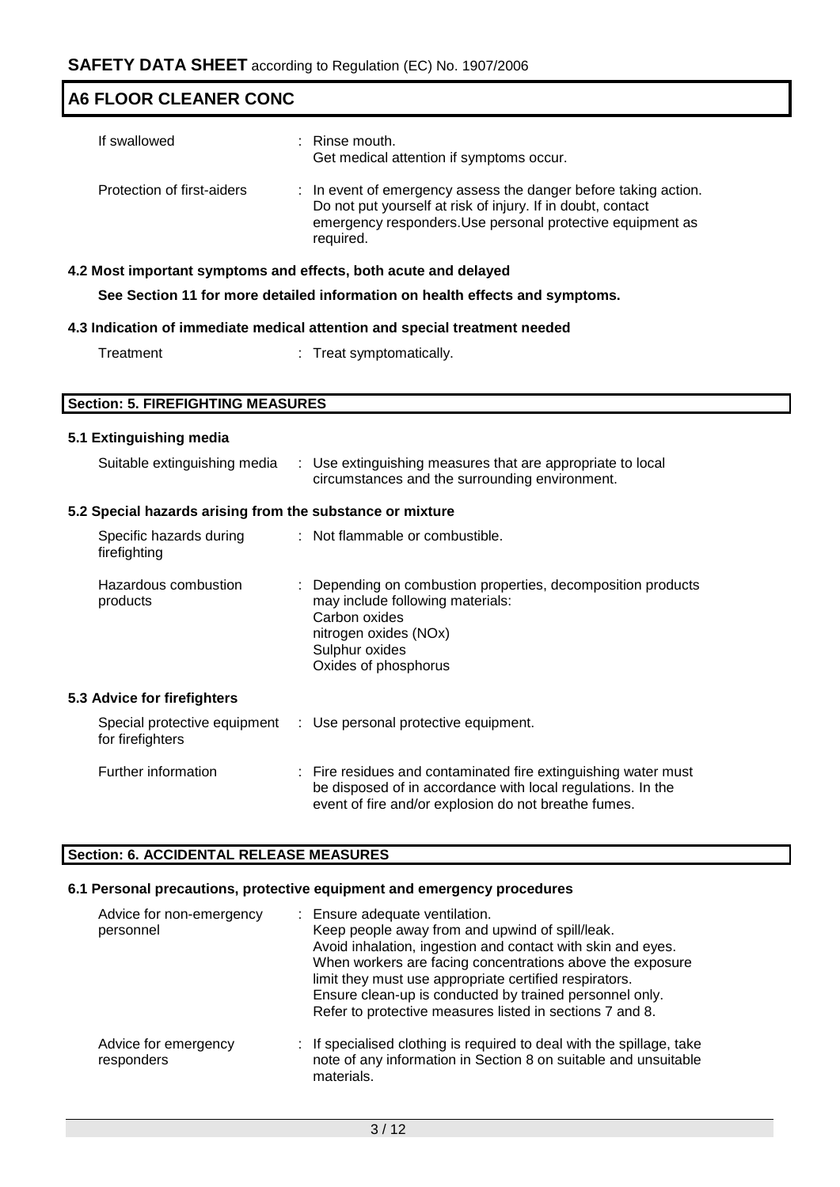| | |
|---|---|
| If swallowed | : Rinse mouth.<br>Get medical attention if symptoms occur. |
| Protection of first-aiders | : In event of emergency assess the danger before taking action. Do not put yourself at risk of injury. If in doubt, contact emergency responders.Use personal protective equipment as required. |

### 4.2 Most important symptoms and effects, both acute and delayed

**See Section 11 for more detailed information on health effects and symptoms.**

### 4.3 Indication of immediate medical attention and special treatment needed

| | |
|---|---|
| Treatment | : Treat symptomatically. |

## Section: 5. FIREFIGHTING MEASURES

### 5.1 Extinguishing media

| | |
|---|---|
| Suitable extinguishing media | : Use extinguishing measures that are appropriate to local circumstances and the surrounding environment. |

### 5.2 Special hazards arising from the substance or mixture

| | |
|---|---|
| Specific hazards during firefighting | : Not flammable or combustible. |
| Hazardous combustion products | : Depending on combustion properties, decomposition products may include following materials:<br>Carbon oxides<br>nitrogen oxides (NOx)<br>Sulphur oxides<br>Oxides of phosphorus |

### 5.3 Advice for firefighters

| | |
|---|---|
| Special protective equipment for firefighters | : Use personal protective equipment. |
| Further information | : Fire residues and contaminated fire extinguishing water must be disposed of in accordance with local regulations. In the event of fire and/or explosion do not breathe fumes. |

## Section: 6. ACCIDENTAL RELEASE MEASURES

### 6.1 Personal precautions, protective equipment and emergency procedures

| | |
|---|---|
| Advice for non-emergency personnel | : Ensure adequate ventilation.<br>Keep people away from and upwind of spill/leak.<br>Avoid inhalation, ingestion and contact with skin and eyes.<br>When workers are facing concentrations above the exposure limit they must use appropriate certified respirators.<br>Ensure clean-up is conducted by trained personnel only.<br>Refer to protective measures listed in sections 7 and 8. |
| Advice for emergency responders | : If specialised clothing is required to deal with the spillage, take note of any information in Section 8 on suitable and unsuitable materials. |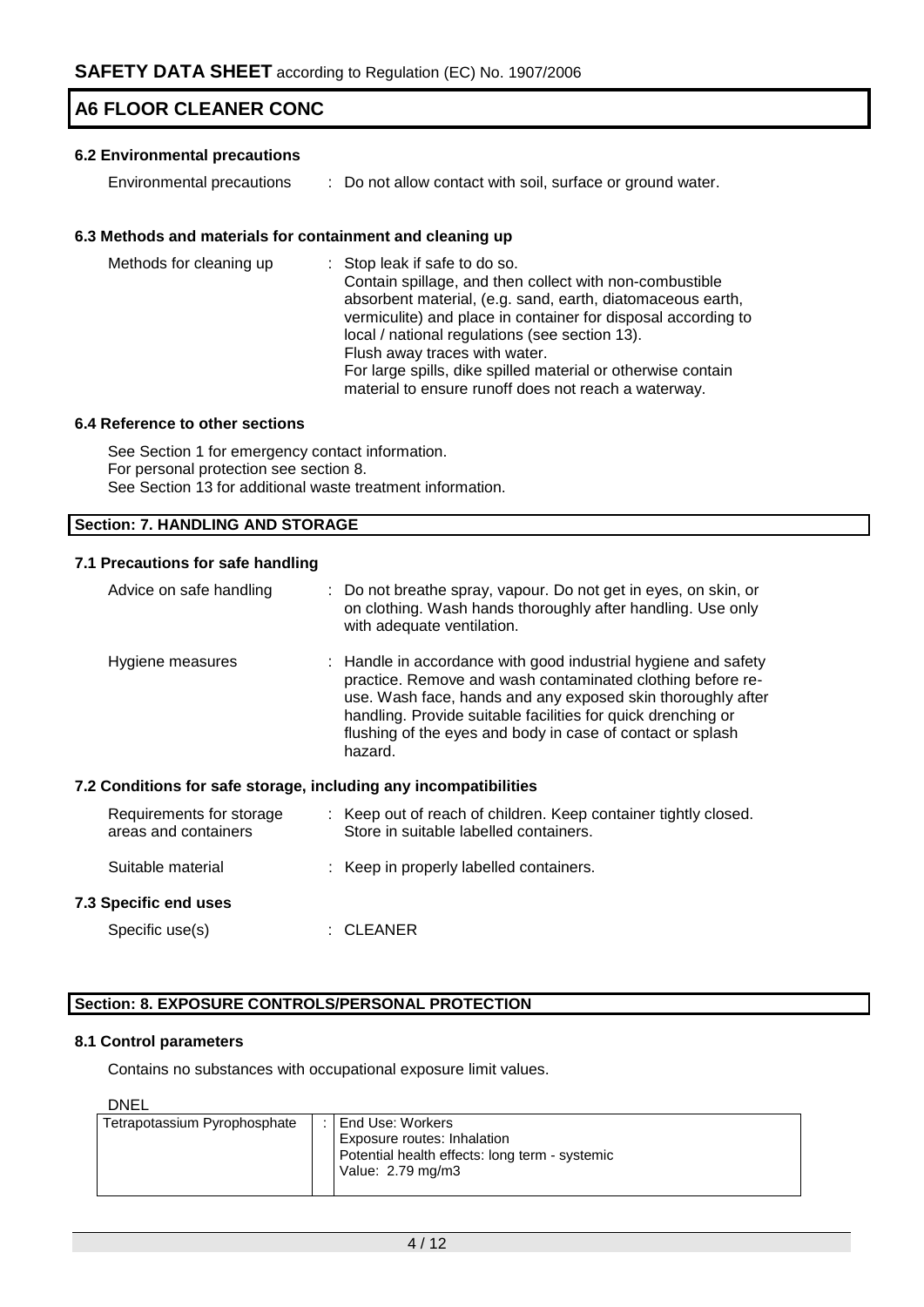### 6.2 Environmental precautions

Environmental precautions : Do not allow contact with soil, surface or ground water.

### 6.3 Methods and materials for containment and cleaning up

Methods for cleaning up : Stop leak if safe to do so.
Contain spillage, and then collect with non-combustible absorbent material, (e.g. sand, earth, diatomaceous earth, vermiculite) and place in container for disposal according to local / national regulations (see section 13).
Flush away traces with water.
For large spills, dike spilled material or otherwise contain material to ensure runoff does not reach a waterway.

### 6.4 Reference to other sections

See Section 1 for emergency contact information.
For personal protection see section 8.
See Section 13 for additional waste treatment information.

## Section: 7. HANDLING AND STORAGE

### 7.1 Precautions for safe handling

Advice on safe handling : Do not breathe spray, vapour. Do not get in eyes, on skin, or on clothing. Wash hands thoroughly after handling. Use only with adequate ventilation.

Hygiene measures : Handle in accordance with good industrial hygiene and safety practice. Remove and wash contaminated clothing before re-use. Wash face, hands and any exposed skin thoroughly after handling. Provide suitable facilities for quick drenching or flushing of the eyes and body in case of contact or splash hazard.

### 7.2 Conditions for safe storage, including any incompatibilities

Requirements for storage areas and containers : Keep out of reach of children. Keep container tightly closed. Store in suitable labelled containers.

Suitable material : Keep in properly labelled containers.

### 7.3 Specific end uses

Specific use(s) : CLEANER

## Section: 8. EXPOSURE CONTROLS/PERSONAL PROTECTION

### 8.1 Control parameters

Contains no substances with occupational exposure limit values.

DNEL

| | | |
|---|---|---|
| Tetrapotassium Pyrophosphate | : | End Use: Workers<br>Exposure routes: Inhalation<br>Potential health effects: long term - systemic<br>Value: 2.79 mg/m3 |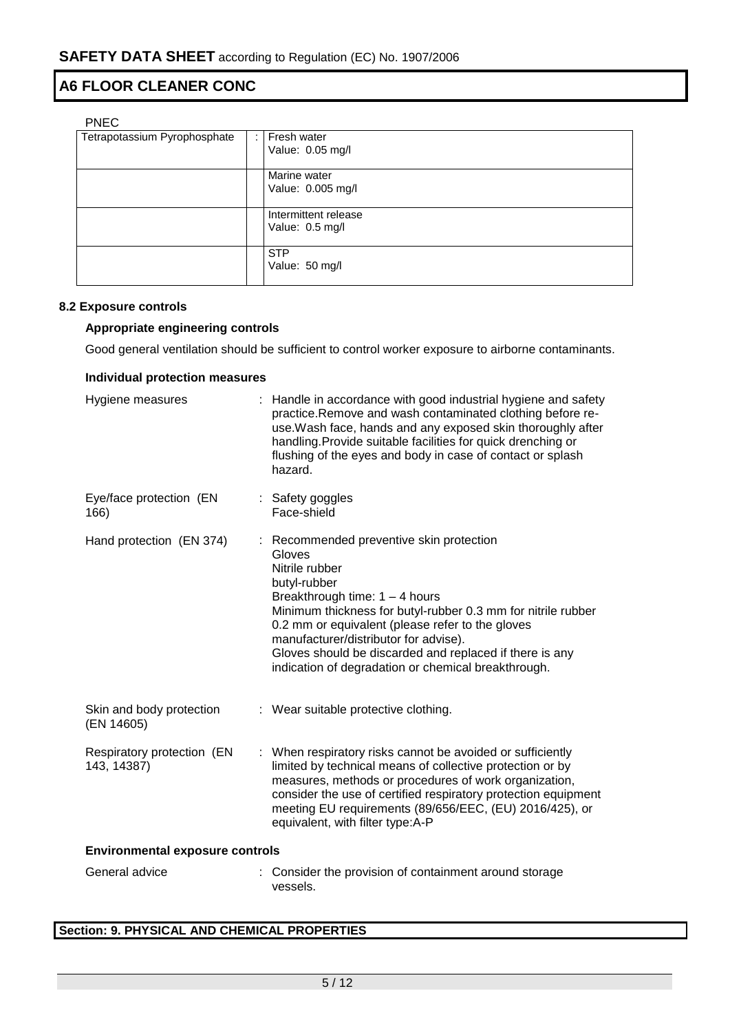PNEC

| Tetrapotassium Pyrophosphate | : | Fresh water<br>Value: 0.05 mg/l |
|---|---|---|
| | | Marine water<br>Value: 0.005 mg/l |
| | | Intermittent release<br>Value: 0.5 mg/l |
| | | STP<br>Value: 50 mg/l |

### 8.2 Exposure controls

**Appropriate engineering controls**

Good general ventilation should be sufficient to control worker exposure to airborne contaminants.

**Individual protection measures**

Hygiene measures : Handle in accordance with good industrial hygiene and safety practice.Remove and wash contaminated clothing before re-use.Wash face, hands and any exposed skin thoroughly after handling.Provide suitable facilities for quick drenching or flushing of the eyes and body in case of contact or splash hazard.

Eye/face protection (EN 166) : Safety goggles
Face-shield

Hand protection (EN 374) : Recommended preventive skin protection
Gloves
Nitrile rubber
butyl-rubber
Breakthrough time: 1 – 4 hours
Minimum thickness for butyl-rubber 0.3 mm for nitrile rubber 0.2 mm or equivalent (please refer to the gloves manufacturer/distributor for advise).
Gloves should be discarded and replaced if there is any indication of degradation or chemical breakthrough.

Skin and body protection (EN 14605) : Wear suitable protective clothing.

Respiratory protection (EN 143, 14387) : When respiratory risks cannot be avoided or sufficiently limited by technical means of collective protection or by measures, methods or procedures of work organization, consider the use of certified respiratory protection equipment meeting EU requirements (89/656/EEC, (EU) 2016/425), or equivalent, with filter type:A-P

**Environmental exposure controls**

General advice : Consider the provision of containment around storage vessels.

## Section: 9. PHYSICAL AND CHEMICAL PROPERTIES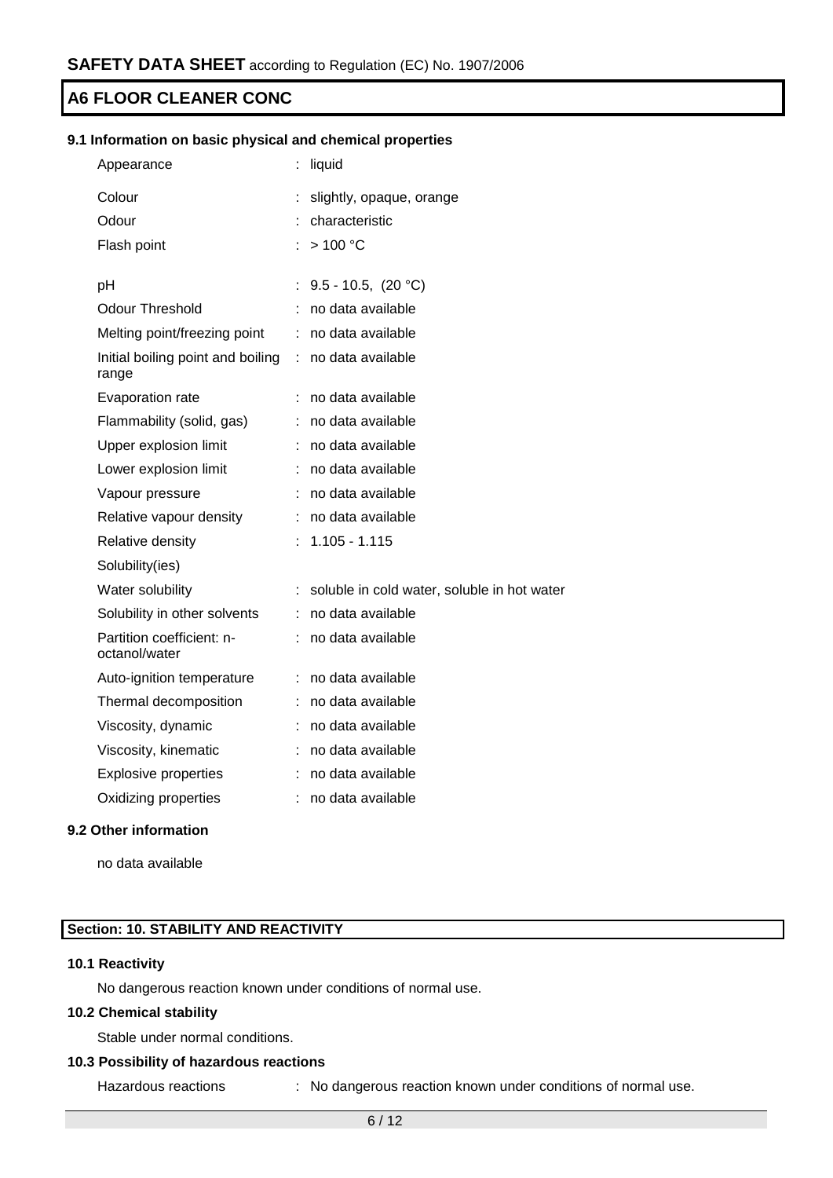### 9.1 Information on basic physical and chemical properties

| Property | | Value |
|---|---|---|
| Appearance | : | liquid |
| Colour | : | slightly, opaque, orange |
| Odour | : | characteristic |
| Flash point | : | > 100 °C |
| pH | : | 9.5 - 10.5, (20 °C) |
| Odour Threshold | : | no data available |
| Melting point/freezing point | : | no data available |
| Initial boiling point and boiling range | : | no data available |
| Evaporation rate | : | no data available |
| Flammability (solid, gas) | : | no data available |
| Upper explosion limit | : | no data available |
| Lower explosion limit | : | no data available |
| Vapour pressure | : | no data available |
| Relative vapour density | : | no data available |
| Relative density | : | 1.105 - 1.115 |
| Solubility(ies) | | |
| Water solubility | : | soluble in cold water, soluble in hot water |
| Solubility in other solvents | : | no data available |
| Partition coefficient: n-octanol/water | : | no data available |
| Auto-ignition temperature | : | no data available |
| Thermal decomposition | : | no data available |
| Viscosity, dynamic | : | no data available |
| Viscosity, kinematic | : | no data available |
| Explosive properties | : | no data available |
| Oxidizing properties | : | no data available |

### 9.2 Other information

no data available

## Section: 10. STABILITY AND REACTIVITY

### 10.1 Reactivity

No dangerous reaction known under conditions of normal use.

### 10.2 Chemical stability

Stable under normal conditions.

### 10.3 Possibility of hazardous reactions

Hazardous reactions : No dangerous reaction known under conditions of normal use.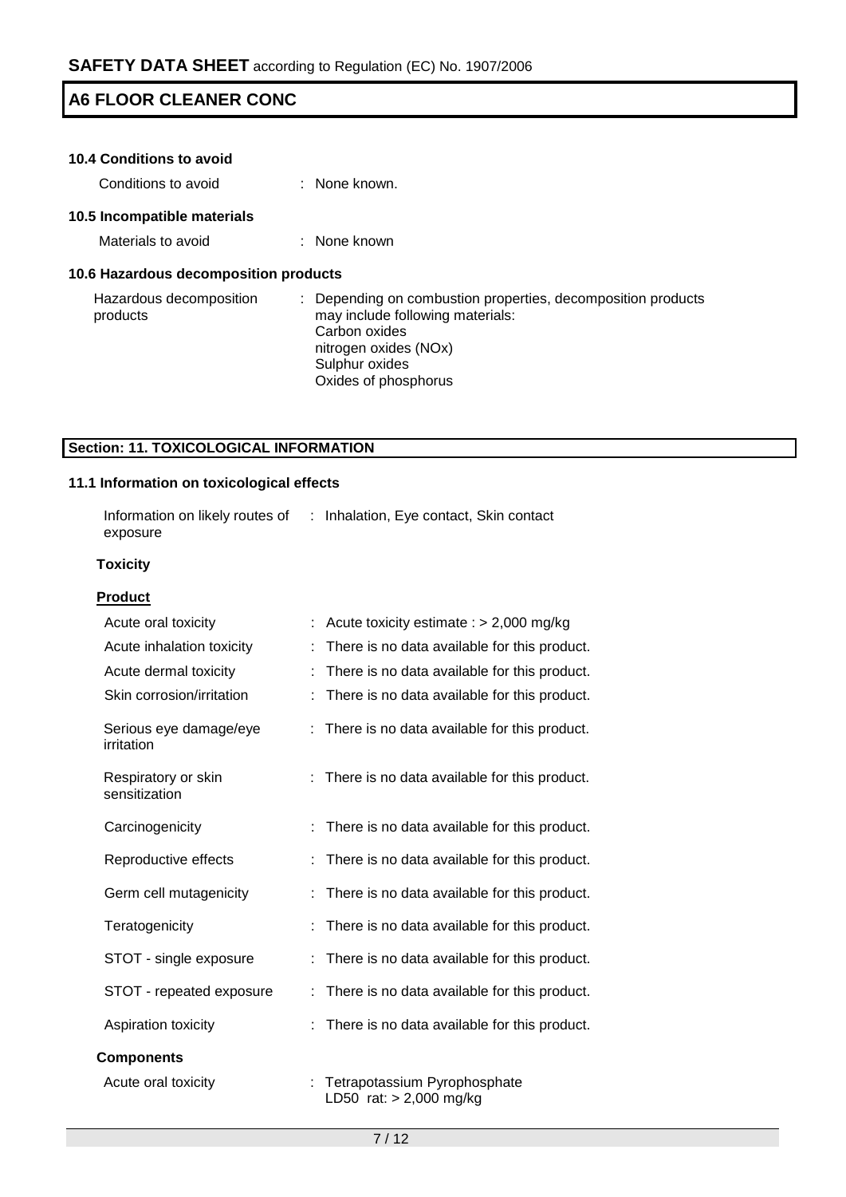### 10.4 Conditions to avoid

Conditions to avoid : None known.

### 10.5 Incompatible materials

Materials to avoid : None known

### 10.6 Hazardous decomposition products

Hazardous decomposition products : Depending on combustion properties, decomposition products may include following materials:
Carbon oxides
nitrogen oxides (NOx)
Sulphur oxides
Oxides of phosphorus

## Section: 11. TOXICOLOGICAL INFORMATION

### 11.1 Information on toxicological effects

Information on likely routes of exposure : Inhalation, Eye contact, Skin contact

**Toxicity**

**Product**

| | |
|---|---|
| Acute oral toxicity | : Acute toxicity estimate : > 2,000 mg/kg |
| Acute inhalation toxicity | : There is no data available for this product. |
| Acute dermal toxicity | : There is no data available for this product. |
| Skin corrosion/irritation | : There is no data available for this product. |
| Serious eye damage/eye irritation | : There is no data available for this product. |
| Respiratory or skin sensitization | : There is no data available for this product. |
| Carcinogenicity | : There is no data available for this product. |
| Reproductive effects | : There is no data available for this product. |
| Germ cell mutagenicity | : There is no data available for this product. |
| Teratogenicity | : There is no data available for this product. |
| STOT - single exposure | : There is no data available for this product. |
| STOT - repeated exposure | : There is no data available for this product. |
| Aspiration toxicity | : There is no data available for this product. |

**Components**

Acute oral toxicity : Tetrapotassium Pyrophosphate
LD50 rat: > 2,000 mg/kg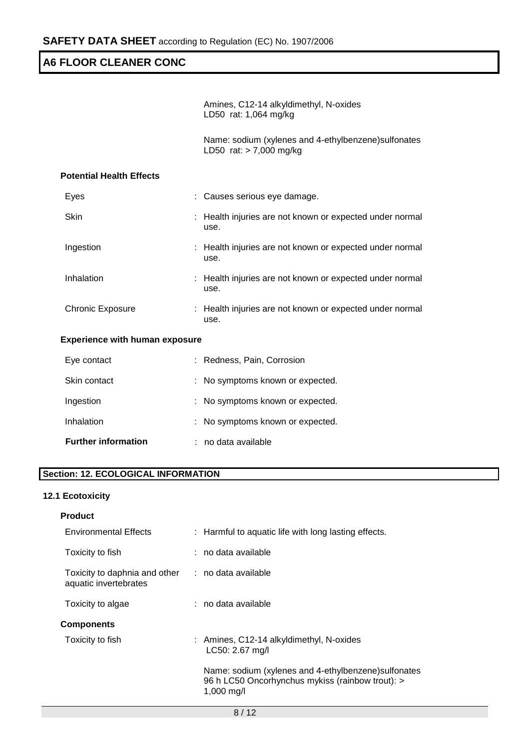Amines, C12-14 alkyldimethyl, N-oxides
LD50 rat: 1,064 mg/kg

Name: sodium (xylenes and 4-ethylbenzene)sulfonates
LD50 rat: > 7,000 mg/kg

**Potential Health Effects**

| | |
|---|---|
| Eyes | : Causes serious eye damage. |
| Skin | : Health injuries are not known or expected under normal use. |
| Ingestion | : Health injuries are not known or expected under normal use. |
| Inhalation | : Health injuries are not known or expected under normal use. |
| Chronic Exposure | : Health injuries are not known or expected under normal use. |

**Experience with human exposure**

| | |
|---|---|
| Eye contact | : Redness, Pain, Corrosion |
| Skin contact | : No symptoms known or expected. |
| Ingestion | : No symptoms known or expected. |
| Inhalation | : No symptoms known or expected. |

**Further information** : no data available

## Section: 12. ECOLOGICAL INFORMATION

### 12.1 Ecotoxicity

**Product**

| | |
|---|---|
| Environmental Effects | : Harmful to aquatic life with long lasting effects. |
| Toxicity to fish | : no data available |
| Toxicity to daphnia and other aquatic invertebrates | : no data available |
| Toxicity to algae | : no data available |

**Components**

Toxicity to fish : Amines, C12-14 alkyldimethyl, N-oxides
LC50: 2.67 mg/l

Name: sodium (xylenes and 4-ethylbenzene)sulfonates
96 h LC50 Oncorhynchus mykiss (rainbow trout): > 1,000 mg/l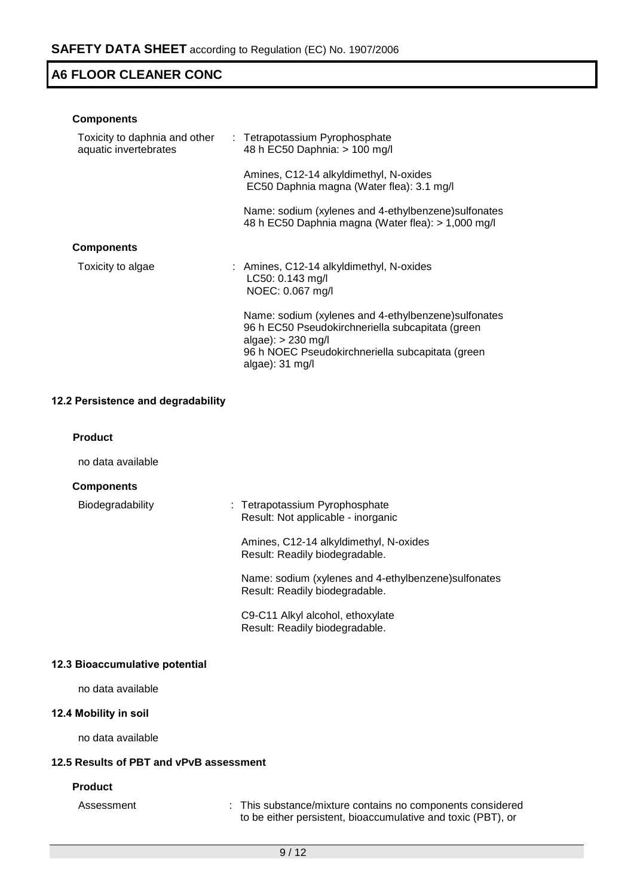**Components**

| | |
|---|---|
| Toxicity to daphnia and other aquatic invertebrates | : Tetrapotassium Pyrophosphate<br>48 h EC50 Daphnia: > 100 mg/l |
| | Amines, C12-14 alkyldimethyl, N-oxides<br>EC50 Daphnia magna (Water flea): 3.1 mg/l |
| | Name: sodium (xylenes and 4-ethylbenzene)sulfonates<br>48 h EC50 Daphnia magna (Water flea): > 1,000 mg/l |

**Components**

| | |
|---|---|
| Toxicity to algae | : Amines, C12-14 alkyldimethyl, N-oxides<br>LC50: 0.143 mg/l<br>NOEC: 0.067 mg/l |
| | Name: sodium (xylenes and 4-ethylbenzene)sulfonates<br>96 h EC50 Pseudokirchneriella subcapitata (green algae): > 230 mg/l<br>96 h NOEC Pseudokirchneriella subcapitata (green algae): 31 mg/l |

### 12.2 Persistence and degradability

**Product**

no data available

**Components**

| | |
|---|---|
| Biodegradability | : Tetrapotassium Pyrophosphate<br>Result: Not applicable - inorganic |
| | Amines, C12-14 alkyldimethyl, N-oxides<br>Result: Readily biodegradable. |
| | Name: sodium (xylenes and 4-ethylbenzene)sulfonates<br>Result: Readily biodegradable. |
| | C9-C11 Alkyl alcohol, ethoxylate<br>Result: Readily biodegradable. |

### 12.3 Bioaccumulative potential

no data available

### 12.4 Mobility in soil

no data available

### 12.5 Results of PBT and vPvB assessment

**Product**

| | |
|---|---|
| Assessment | : This substance/mixture contains no components considered to be either persistent, bioaccumulative and toxic (PBT), or |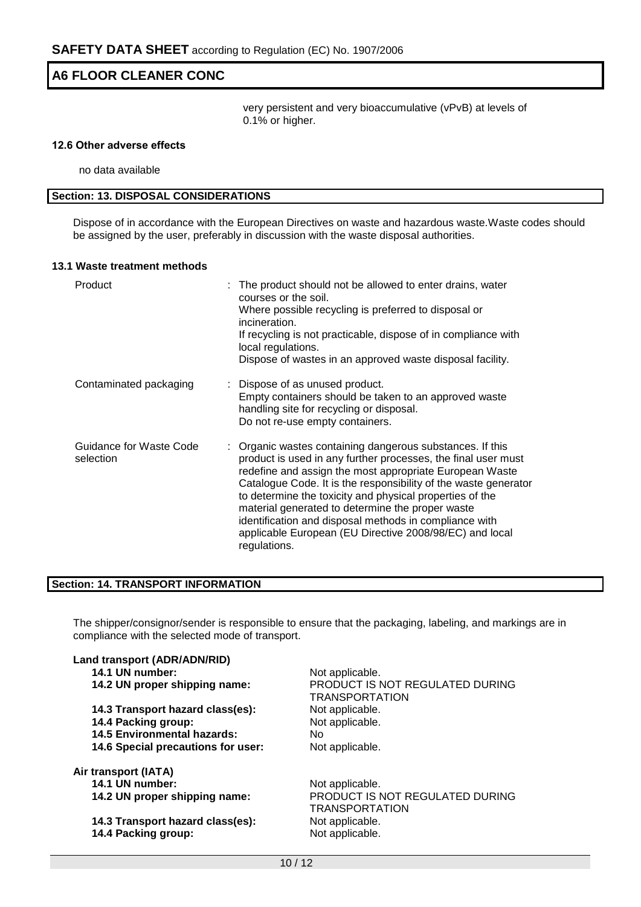very persistent and very bioaccumulative (vPvB) at levels of 0.1% or higher.

#### 12.6 Other adverse effects

no data available

## Section: 13. DISPOSAL CONSIDERATIONS

Dispose of in accordance with the European Directives on waste and hazardous waste.Waste codes should be assigned by the user, preferably in discussion with the waste disposal authorities.

#### 13.1 Waste treatment methods

| | |
|---|---|
| Product | : The product should not be allowed to enter drains, water courses or the soil.<br>Where possible recycling is preferred to disposal or incineration.<br>If recycling is not practicable, dispose of in compliance with local regulations.<br>Dispose of wastes in an approved waste disposal facility. |
| Contaminated packaging | : Dispose of as unused product.<br>Empty containers should be taken to an approved waste handling site for recycling or disposal.<br>Do not re-use empty containers. |
| Guidance for Waste Code selection | : Organic wastes containing dangerous substances. If this product is used in any further processes, the final user must redefine and assign the most appropriate European Waste Catalogue Code. It is the responsibility of the waste generator to determine the toxicity and physical properties of the material generated to determine the proper waste identification and disposal methods in compliance with applicable European (EU Directive 2008/98/EC) and local regulations. |

## Section: 14. TRANSPORT INFORMATION

The shipper/consignor/sender is responsible to ensure that the packaging, labeling, and markings are in compliance with the selected mode of transport.

**Land transport (ADR/ADN/RID)**

| | |
|---|---|
| **14.1 UN number:** | Not applicable. |
| **14.2 UN proper shipping name:** | PRODUCT IS NOT REGULATED DURING TRANSPORTATION |
| **14.3 Transport hazard class(es):** | Not applicable. |
| **14.4 Packing group:** | Not applicable. |
| **14.5 Environmental hazards:** | No |
| **14.6 Special precautions for user:** | Not applicable. |

**Air transport (IATA)**

| | |
|---|---|
| **14.1 UN number:** | Not applicable. |
| **14.2 UN proper shipping name:** | PRODUCT IS NOT REGULATED DURING TRANSPORTATION |
| **14.3 Transport hazard class(es):** | Not applicable. |
| **14.4 Packing group:** | Not applicable. |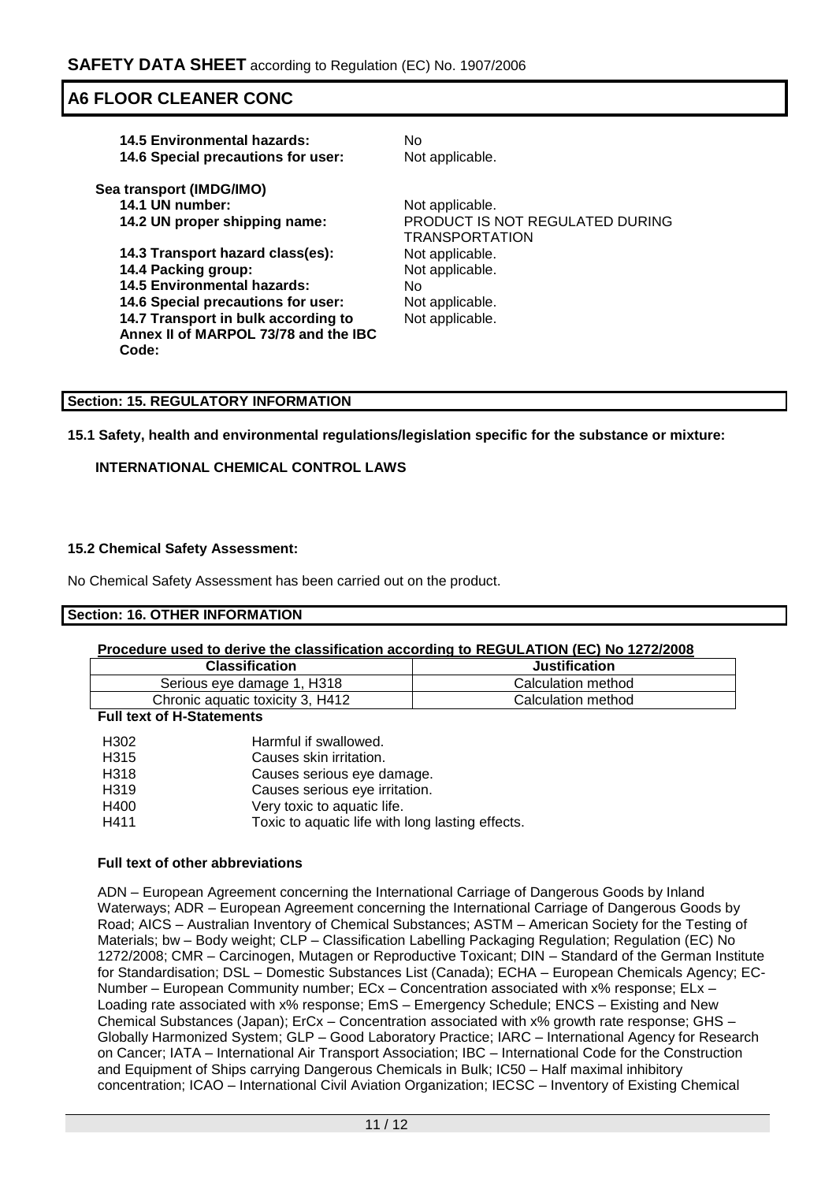**14.5 Environmental hazards:** No
**14.6 Special precautions for user:** Not applicable.

**Sea transport (IMDG/IMO)**

**14.1 UN number:** Not applicable.
**14.2 UN proper shipping name:** PRODUCT IS NOT REGULATED DURING TRANSPORTATION
**14.3 Transport hazard class(es):** Not applicable.
**14.4 Packing group:** Not applicable.
**14.5 Environmental hazards:** No
**14.6 Special precautions for user:** Not applicable.
**14.7 Transport in bulk according to Annex II of MARPOL 73/78 and the IBC Code:** Not applicable.

## Section: 15. REGULATORY INFORMATION

**15.1 Safety, health and environmental regulations/legislation specific for the substance or mixture:**

**INTERNATIONAL CHEMICAL CONTROL LAWS**

**15.2 Chemical Safety Assessment:**

No Chemical Safety Assessment has been carried out on the product.

## Section: 16. OTHER INFORMATION

**Procedure used to derive the classification according to REGULATION (EC) No 1272/2008**

| Classification | Justification |
|---|---|
| Serious eye damage 1, H318 | Calculation method |
| Chronic aquatic toxicity 3, H412 | Calculation method |

**Full text of H-Statements**

| | |
|---|---|
| H302 | Harmful if swallowed. |
| H315 | Causes skin irritation. |
| H318 | Causes serious eye damage. |
| H319 | Causes serious eye irritation. |
| H400 | Very toxic to aquatic life. |
| H411 | Toxic to aquatic life with long lasting effects. |

**Full text of other abbreviations**

ADN – European Agreement concerning the International Carriage of Dangerous Goods by Inland Waterways; ADR – European Agreement concerning the International Carriage of Dangerous Goods by Road; AICS – Australian Inventory of Chemical Substances; ASTM – American Society for the Testing of Materials; bw – Body weight; CLP – Classification Labelling Packaging Regulation; Regulation (EC) No 1272/2008; CMR – Carcinogen, Mutagen or Reproductive Toxicant; DIN – Standard of the German Institute for Standardisation; DSL – Domestic Substances List (Canada); ECHA – European Chemicals Agency; EC-Number – European Community number; ECx – Concentration associated with x% response; ELx – Loading rate associated with x% response; EmS – Emergency Schedule; ENCS – Existing and New Chemical Substances (Japan); ErCx – Concentration associated with x% growth rate response; GHS – Globally Harmonized System; GLP – Good Laboratory Practice; IARC – International Agency for Research on Cancer; IATA – International Air Transport Association; IBC – International Code for the Construction and Equipment of Ships carrying Dangerous Chemicals in Bulk; IC50 – Half maximal inhibitory concentration; ICAO – International Civil Aviation Organization; IECSC – Inventory of Existing Chemical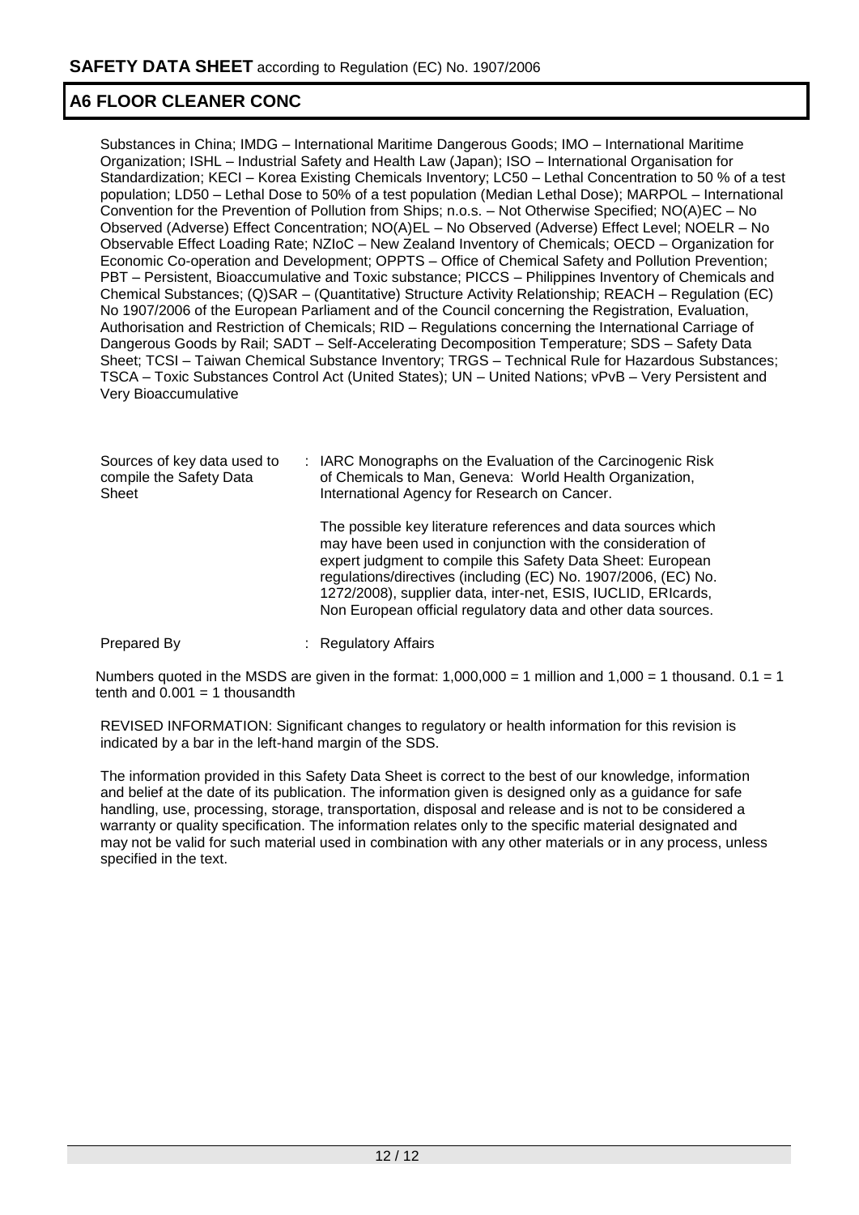Substances in China; IMDG – International Maritime Dangerous Goods; IMO – International Maritime Organization; ISHL – Industrial Safety and Health Law (Japan); ISO – International Organisation for Standardization; KECI – Korea Existing Chemicals Inventory; LC50 – Lethal Concentration to 50 % of a test population; LD50 – Lethal Dose to 50% of a test population (Median Lethal Dose); MARPOL – International Convention for the Prevention of Pollution from Ships; n.o.s. – Not Otherwise Specified; NO(A)EC – No Observed (Adverse) Effect Concentration; NO(A)EL – No Observed (Adverse) Effect Level; NOELR – No Observable Effect Loading Rate; NZIoC – New Zealand Inventory of Chemicals; OECD – Organization for Economic Co-operation and Development; OPPTS – Office of Chemical Safety and Pollution Prevention; PBT – Persistent, Bioaccumulative and Toxic substance; PICCS – Philippines Inventory of Chemicals and Chemical Substances; (Q)SAR – (Quantitative) Structure Activity Relationship; REACH – Regulation (EC) No 1907/2006 of the European Parliament and of the Council concerning the Registration, Evaluation, Authorisation and Restriction of Chemicals; RID – Regulations concerning the International Carriage of Dangerous Goods by Rail; SADT – Self-Accelerating Decomposition Temperature; SDS – Safety Data Sheet; TCSI – Taiwan Chemical Substance Inventory; TRGS – Technical Rule for Hazardous Substances; TSCA – Toxic Substances Control Act (United States); UN – United Nations; vPvB – Very Persistent and Very Bioaccumulative

Sources of key data used to compile the Safety Data Sheet : IARC Monographs on the Evaluation of the Carcinogenic Risk of Chemicals to Man, Geneva: World Health Organization, International Agency for Research on Cancer.

The possible key literature references and data sources which may have been used in conjunction with the consideration of expert judgment to compile this Safety Data Sheet: European regulations/directives (including (EC) No. 1907/2006, (EC) No. 1272/2008), supplier data, inter-net, ESIS, IUCLID, ERIcards, Non European official regulatory data and other data sources.

Prepared By : Regulatory Affairs

Numbers quoted in the MSDS are given in the format: 1,000,000 = 1 million and 1,000 = 1 thousand. 0.1 = 1 tenth and 0.001 = 1 thousandth

REVISED INFORMATION: Significant changes to regulatory or health information for this revision is indicated by a bar in the left-hand margin of the SDS.

The information provided in this Safety Data Sheet is correct to the best of our knowledge, information and belief at the date of its publication. The information given is designed only as a guidance for safe handling, use, processing, storage, transportation, disposal and release and is not to be considered a warranty or quality specification. The information relates only to the specific material designated and may not be valid for such material used in combination with any other materials or in any process, unless specified in the text.